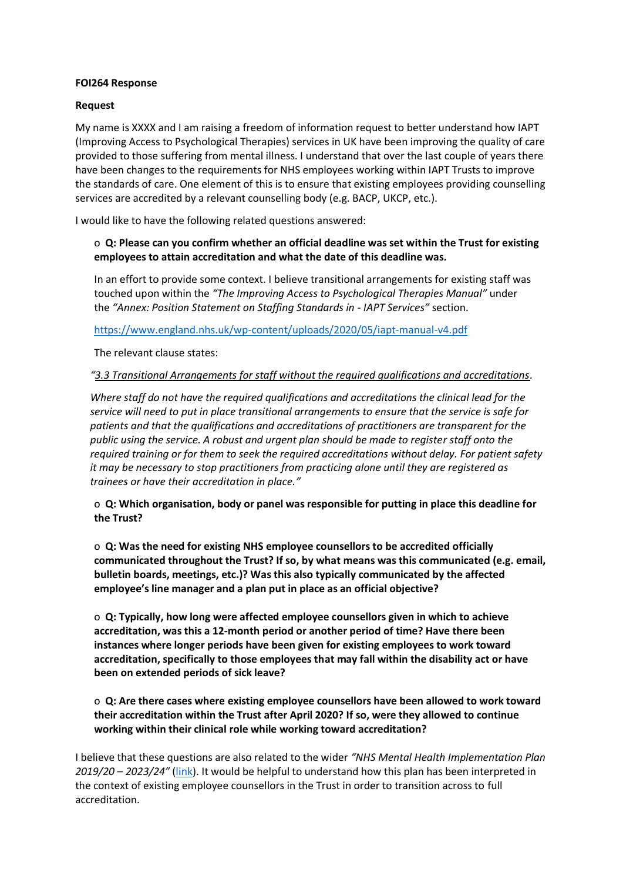**FOI264 Response**

**Request**

My name is XXXX and I am raising a freedom of information request to better understand how IAPT (Improving Access to Psychological Therapies) services in UK have been improving the quality of care provided to those suffering from mental illness. I understand that over the last couple of years there have been changes to the requirements for NHS employees working within IAPT Trusts to improve the standards of care. One element of this is to ensure that existing employees providing counselling services are accredited by a relevant counselling body (e.g. BACP, UKCP, etc.).

I would like to have the following related questions answered:

- **Q: Please can you confirm whether an official deadline was set within the Trust for existing employees to attain accreditation and what the date of this deadline was.**

  In an effort to provide some context. I believe transitional arrangements for existing staff was touched upon within the *"The Improving Access to Psychological Therapies Manual"* under the *"Annex: Position Statement on Staffing Standards in - IAPT Services"* section.

  https://www.england.nhs.uk/wp-content/uploads/2020/05/iapt-manual-v4.pdf

  The relevant clause states:

  *"3.3 Transitional Arrangements for staff without the required qualifications and accreditations.*

  *Where staff do not have the required qualifications and accreditations the clinical lead for the service will need to put in place transitional arrangements to ensure that the service is safe for patients and that the qualifications and accreditations of practitioners are transparent for the public using the service. A robust and urgent plan should be made to register staff onto the required training or for them to seek the required accreditations without delay. For patient safety it may be necessary to stop practitioners from practicing alone until they are registered as trainees or have their accreditation in place."*

- **Q: Which organisation, body or panel was responsible for putting in place this deadline for the Trust?**

- **Q: Was the need for existing NHS employee counsellors to be accredited officially communicated throughout the Trust? If so, by what means was this communicated (e.g. email, bulletin boards, meetings, etc.)? Was this also typically communicated by the affected employee's line manager and a plan put in place as an official objective?**

- **Q: Typically, how long were affected employee counsellors given in which to achieve accreditation, was this a 12-month period or another period of time? Have there been instances where longer periods have been given for existing employees to work toward accreditation, specifically to those employees that may fall within the disability act or have been on extended periods of sick leave?**

- **Q: Are there cases where existing employee counsellors have been allowed to work toward their accreditation within the Trust after April 2020? If so, were they allowed to continue working within their clinical role while working toward accreditation?**

I believe that these questions are also related to the wider *"NHS Mental Health Implementation Plan 2019/20 – 2023/24"* (link). It would be helpful to understand how this plan has been interpreted in the context of existing employee counsellors in the Trust in order to transition across to full accreditation.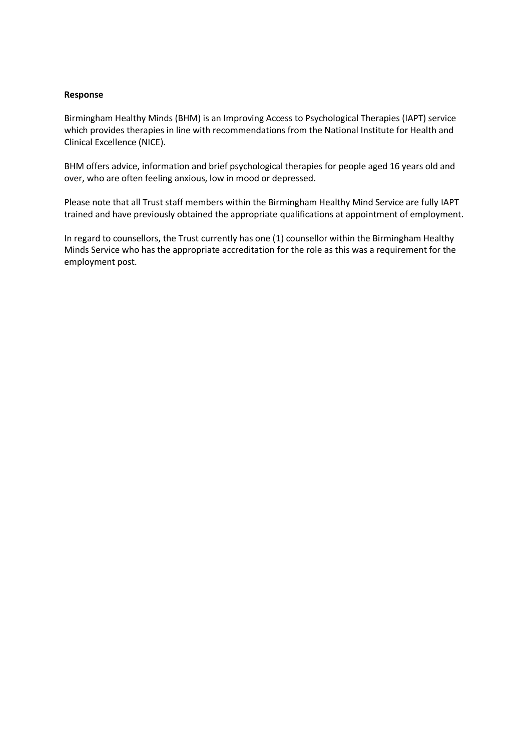**Response**

Birmingham Healthy Minds (BHM) is an Improving Access to Psychological Therapies (IAPT) service which provides therapies in line with recommendations from the National Institute for Health and Clinical Excellence (NICE).

BHM offers advice, information and brief psychological therapies for people aged 16 years old and over, who are often feeling anxious, low in mood or depressed.

Please note that all Trust staff members within the Birmingham Healthy Mind Service are fully IAPT trained and have previously obtained the appropriate qualifications at appointment of employment.

In regard to counsellors, the Trust currently has one (1) counsellor within the Birmingham Healthy Minds Service who has the appropriate accreditation for the role as this was a requirement for the employment post.